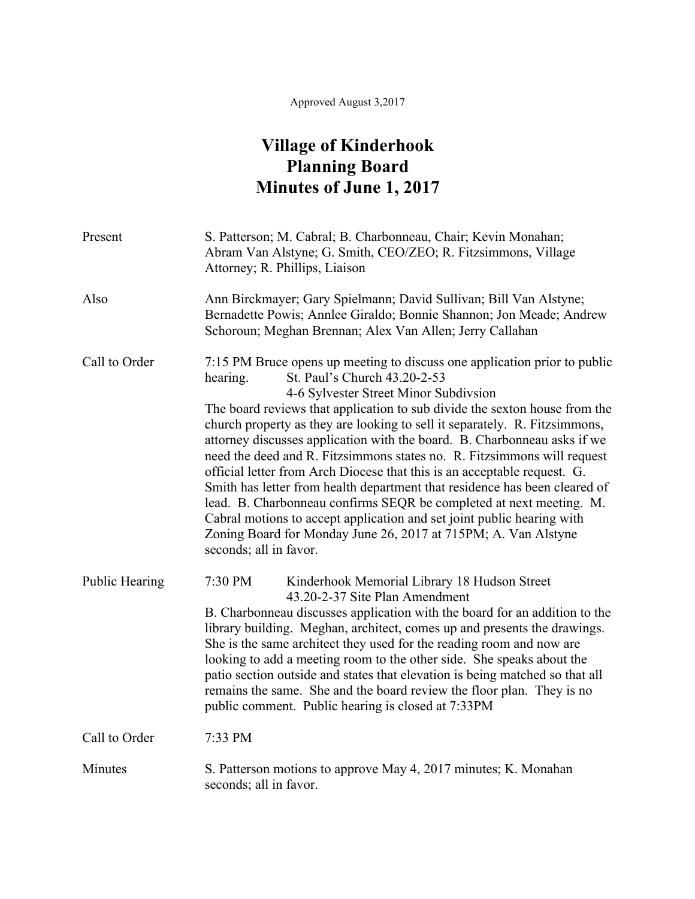Approved August 3,2017

# Village of Kinderhook
# Planning Board
# Minutes of June 1, 2017

| | |
|---|---|
| Present | S. Patterson; M. Cabral; B. Charbonneau, Chair; Kevin Monahan; Abram Van Alstyne; G. Smith, CEO/ZEO; R. Fitzsimmons, Village Attorney; R. Phillips, Liaison |
| Also | Ann Birckmayer; Gary Spielmann; David Sullivan; Bill Van Alstyne; Bernadette Powis; Annlee Giraldo; Bonnie Shannon; Jon Meade; Andrew Schoroun; Meghan Brennan; Alex Van Allen; Jerry Callahan |
| Call to Order | 7:15 PM Bruce opens up meeting to discuss one application prior to public hearing. St. Paul's Church 43.20-2-53 4-6 Sylvester Street Minor Subdivsion<br>The board reviews that application to sub divide the sexton house from the church property as they are looking to sell it separately. R. Fitzsimmons, attorney discusses application with the board. B. Charbonneau asks if we need the deed and R. Fitzsimmons states no. R. Fitzsimmons will request official letter from Arch Diocese that this is an acceptable request. G. Smith has letter from health department that residence has been cleared of lead. B. Charbonneau confirms SEQR be completed at next meeting. M. Cabral motions to accept application and set joint public hearing with Zoning Board for Monday June 26, 2017 at 715PM; A. Van Alstyne seconds; all in favor. |
| Public Hearing | 7:30 PM Kinderhook Memorial Library 18 Hudson Street 43.20-2-37 Site Plan Amendment<br>B. Charbonneau discusses application with the board for an addition to the library building. Meghan, architect, comes up and presents the drawings. She is the same architect they used for the reading room and now are looking to add a meeting room to the other side. She speaks about the patio section outside and states that elevation is being matched so that all remains the same. She and the board review the floor plan. They is no public comment. Public hearing is closed at 7:33PM |
| Call to Order | 7:33 PM |
| Minutes | S. Patterson motions to approve May 4, 2017 minutes; K. Monahan seconds; all in favor. |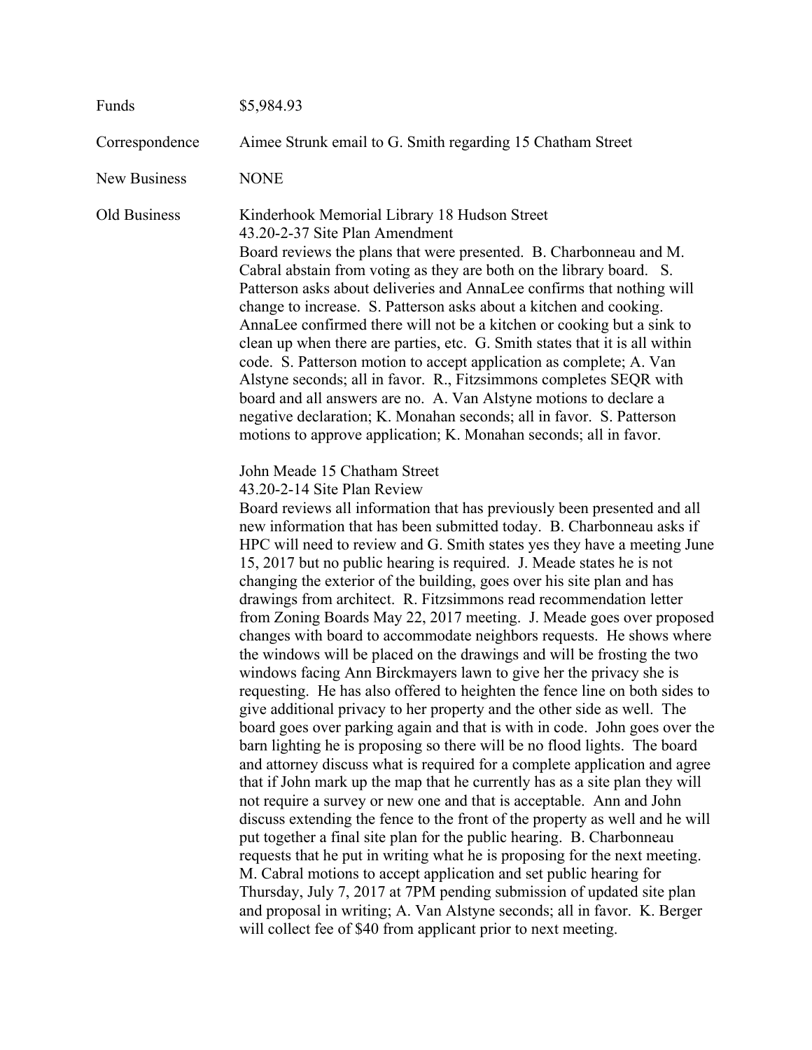Funds $5,984.93

Correspondence Aimee Strunk email to G. Smith regarding 15 Chatham Street

New Business NONE

Old Business Kinderhook Memorial Library 18 Hudson Street
43.20-2-37 Site Plan Amendment
Board reviews the plans that were presented. B. Charbonneau and M. Cabral abstain from voting as they are both on the library board. S. Patterson asks about deliveries and AnnaLee confirms that nothing will change to increase. S. Patterson asks about a kitchen and cooking. AnnaLee confirmed there will not be a kitchen or cooking but a sink to clean up when there are parties, etc. G. Smith states that it is all within code. S. Patterson motion to accept application as complete; A. Van Alstyne seconds; all in favor. R., Fitzsimmons completes SEQR with board and all answers are no. A. Van Alstyne motions to declare a negative declaration; K. Monahan seconds; all in favor. S. Patterson motions to approve application; K. Monahan seconds; all in favor.

John Meade 15 Chatham Street
43.20-2-14 Site Plan Review
Board reviews all information that has previously been presented and all new information that has been submitted today. B. Charbonneau asks if HPC will need to review and G. Smith states yes they have a meeting June 15, 2017 but no public hearing is required. J. Meade states he is not changing the exterior of the building, goes over his site plan and has drawings from architect. R. Fitzsimmons read recommendation letter from Zoning Boards May 22, 2017 meeting. J. Meade goes over proposed changes with board to accommodate neighbors requests. He shows where the windows will be placed on the drawings and will be frosting the two windows facing Ann Birckmayers lawn to give her the privacy she is requesting. He has also offered to heighten the fence line on both sides to give additional privacy to her property and the other side as well. The board goes over parking again and that is with in code. John goes over the barn lighting he is proposing so there will be no flood lights. The board and attorney discuss what is required for a complete application and agree that if John mark up the map that he currently has as a site plan they will not require a survey or new one and that is acceptable. Ann and John discuss extending the fence to the front of the property as well and he will put together a final site plan for the public hearing. B. Charbonneau requests that he put in writing what he is proposing for the next meeting. M. Cabral motions to accept application and set public hearing for Thursday, July 7, 2017 at 7PM pending submission of updated site plan and proposal in writing; A. Van Alstyne seconds; all in favor. K. Berger will collect fee of $40 from applicant prior to next meeting.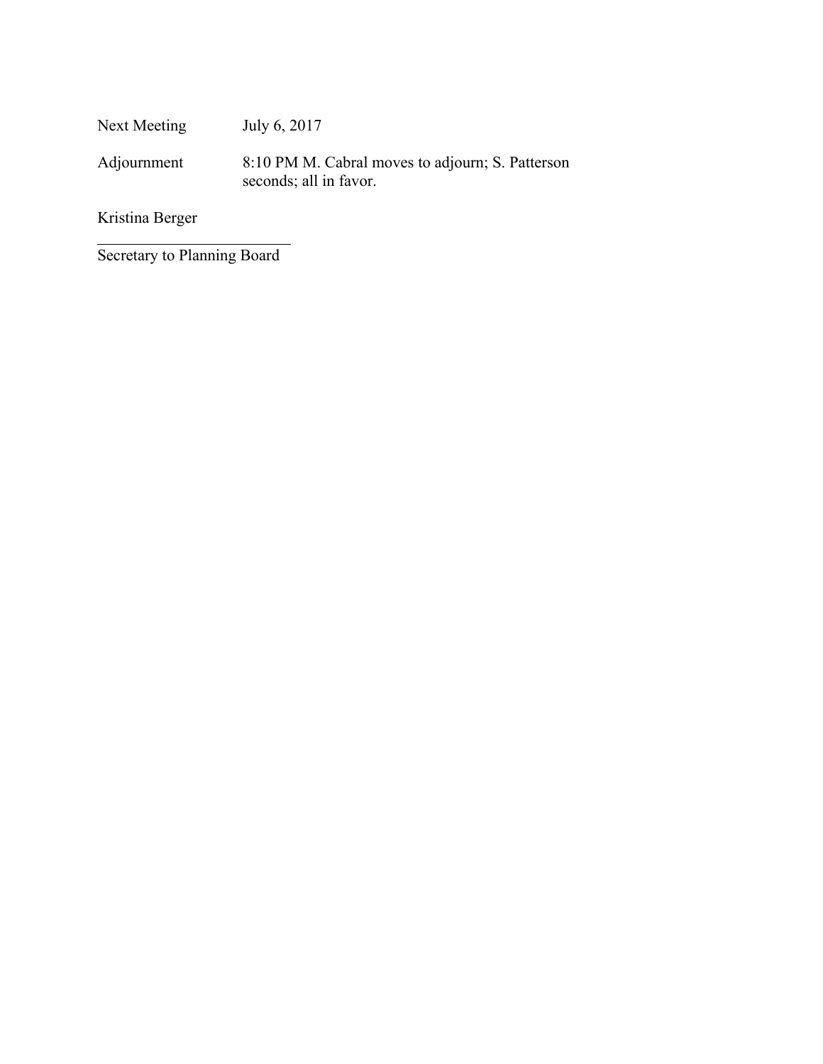| | |
|---|---|
| Next Meeting | July 6, 2017 |
| Adjournment | 8:10 PM M. Cabral moves to adjourn; S. Patterson seconds; all in favor. |

Kristina Berger

___________________________
Secretary to Planning Board